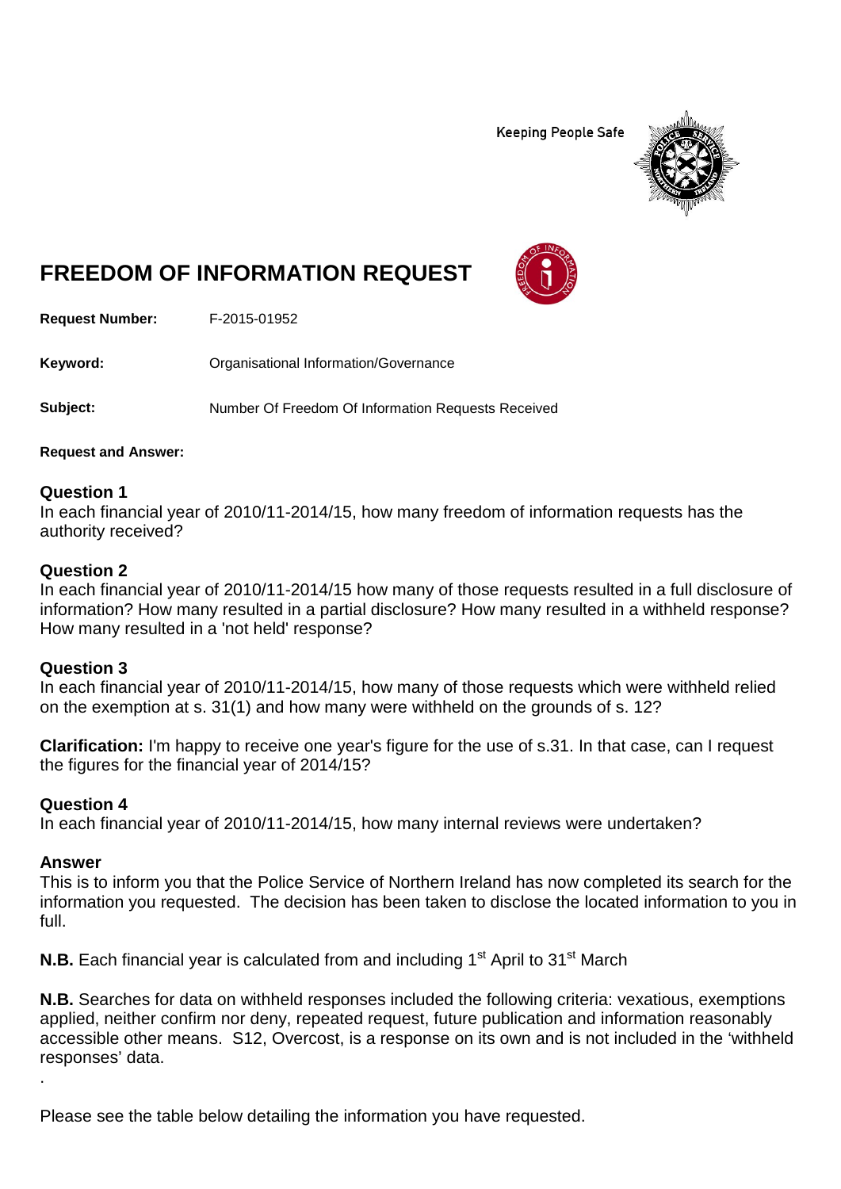Keeping People Safe

# FREEDOM OF INFORMATION REQUEST

**Request Number:** F-2015-01952

**Keyword:** Organisational Information/Governance

**Subject:** Number Of Freedom Of Information Requests Received

**Request and Answer:**

### Question 1
In each financial year of 2010/11-2014/15, how many freedom of information requests has the authority received?

### Question 2
In each financial year of 2010/11-2014/15 how many of those requests resulted in a full disclosure of information? How many resulted in a partial disclosure? How many resulted in a withheld response? How many resulted in a 'not held' response?

### Question 3
In each financial year of 2010/11-2014/15, how many of those requests which were withheld relied on the exemption at s. 31(1) and how many were withheld on the grounds of s. 12?

**Clarification:** I'm happy to receive one year's figure for the use of s.31. In that case, can I request the figures for the financial year of 2014/15?

### Question 4
In each financial year of 2010/11-2014/15, how many internal reviews were undertaken?

### Answer
This is to inform you that the Police Service of Northern Ireland has now completed its search for the information you requested. The decision has been taken to disclose the located information to you in full.

**N.B.** Each financial year is calculated from and including 1st April to 31st March

**N.B.** Searches for data on withheld responses included the following criteria: vexatious, exemptions applied, neither confirm nor deny, repeated request, future publication and information reasonably accessible other means. S12, Overcost, is a response on its own and is not included in the 'withheld responses' data.

.

Please see the table below detailing the information you have requested.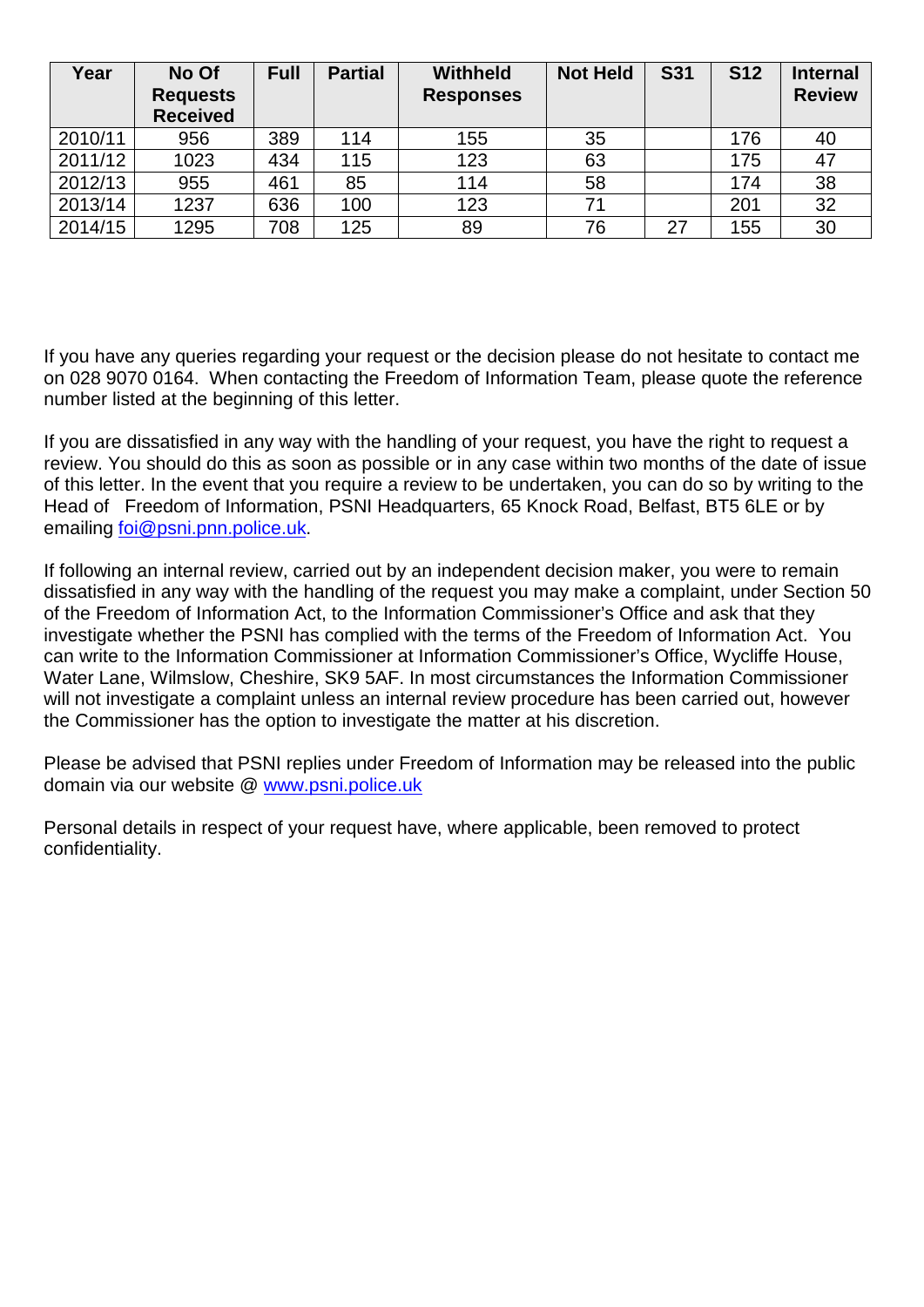| Year | No Of Requests Received | Full | Partial | Withheld Responses | Not Held | S31 | S12 | Internal Review |
|---|---|---|---|---|---|---|---|---|
| 2010/11 | 956 | 389 | 114 | 155 | 35 | | 176 | 40 |
| 2011/12 | 1023 | 434 | 115 | 123 | 63 | | 175 | 47 |
| 2012/13 | 955 | 461 | 85 | 114 | 58 | | 174 | 38 |
| 2013/14 | 1237 | 636 | 100 | 123 | 71 | | 201 | 32 |
| 2014/15 | 1295 | 708 | 125 | 89 | 76 | 27 | 155 | 30 |

If you have any queries regarding your request or the decision please do not hesitate to contact me on 028 9070 0164. When contacting the Freedom of Information Team, please quote the reference number listed at the beginning of this letter.

If you are dissatisfied in any way with the handling of your request, you have the right to request a review. You should do this as soon as possible or in any case within two months of the date of issue of this letter. In the event that you require a review to be undertaken, you can do so by writing to the Head of Freedom of Information, PSNI Headquarters, 65 Knock Road, Belfast, BT5 6LE or by emailing foi@psni.pnn.police.uk.

If following an internal review, carried out by an independent decision maker, you were to remain dissatisfied in any way with the handling of the request you may make a complaint, under Section 50 of the Freedom of Information Act, to the Information Commissioner's Office and ask that they investigate whether the PSNI has complied with the terms of the Freedom of Information Act. You can write to the Information Commissioner at Information Commissioner's Office, Wycliffe House, Water Lane, Wilmslow, Cheshire, SK9 5AF. In most circumstances the Information Commissioner will not investigate a complaint unless an internal review procedure has been carried out, however the Commissioner has the option to investigate the matter at his discretion.

Please be advised that PSNI replies under Freedom of Information may be released into the public domain via our website @ www.psni.police.uk

Personal details in respect of your request have, where applicable, been removed to protect confidentiality.